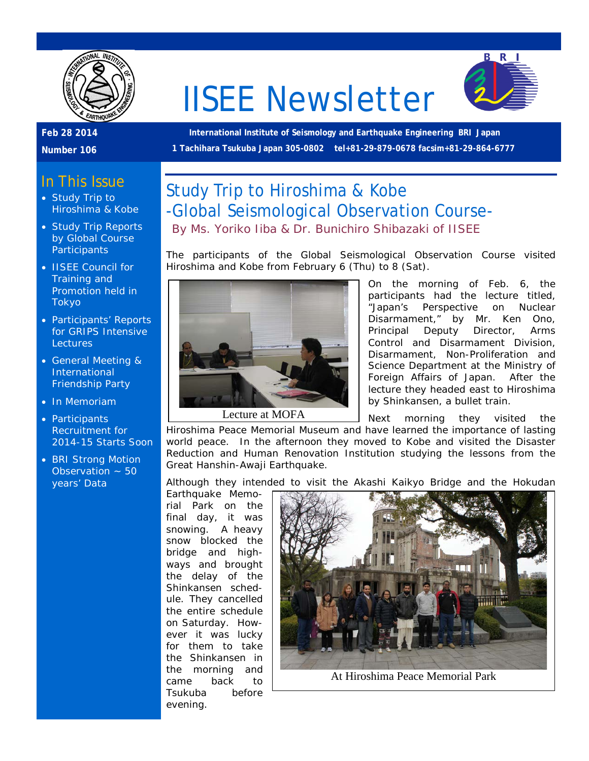# IISEE Newsletter

**Feb 28 2014**

**Number 106**

**International Institute of Seismology and Earthquake Engineering BRI Japan**

**1 Tachihara Tsukuba Japan 305-0802 tel+81-29-879-0678 facsim+81-29-864-6777**

## In This Issue

- Study Trip to Hiroshima & Kobe
- Study Trip Reports by Global Course Participants
- IISEE Council for Training and Promotion held in Tokyo
- Participants' Reports for GRIPS Intensive Lectures
- General Meeting & International Friendship Party
- In Memoriam
- Participants Recruitment for 2014-15 Starts Soon
- BRI Strong Motion Observation ~ 50 years' Data

## Study Trip to Hiroshima & Kobe -Global Seismological Observation Course-

By Ms. Yoriko Iiba & Dr. Bunichiro Shibazaki of IISEE

The participants of the Global Seismological Observation Course visited Hiroshima and Kobe from February 6 (Thu) to 8 (Sat).

Lecture at MOFA

On the morning of Feb. 6, the participants had the lecture titled, "Japan's Perspective on Nuclear Disarmament," by Mr. Ken Ono, Principal Deputy Director, Arms Control and Disarmament Division, Disarmament, Non-Proliferation and Science Department at the Ministry of Foreign Affairs of Japan. After the lecture they headed east to Hiroshima by Shinkansen, a bullet train.

Next morning they visited the Hiroshima Peace Memorial Museum and have learned the importance of lasting world peace. In the afternoon they moved to Kobe and visited the Disaster Reduction and Human Renovation Institution studying the lessons from the Great Hanshin-Awaji Earthquake.

Although they intended to visit the Akashi Kaikyo Bridge and the Hokudan Earthquake Memorial Park on the final day, it was snowing. A heavy snow blocked the bridge and highways and brought the delay of the Shinkansen schedule. They cancelled the entire schedule on Saturday. However it was lucky for them to take the Shinkansen in the morning and came back to Tsukuba before evening.

At Hiroshima Peace Memorial Park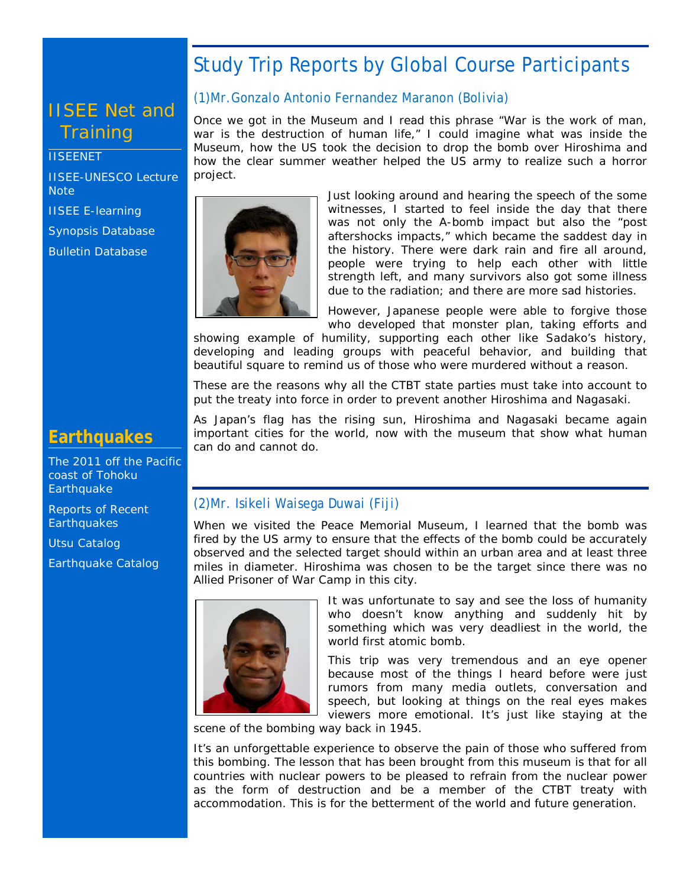## IISEE Net and Training

IISEENET

IISEE-UNESCO Lecture Note

IISEE E-learning

Synopsis Database

Bulletin Database

## Earthquakes

The 2011 off the Pacific coast of Tohoku Earthquake

Reports of Recent Earthquakes

Utsu Catalog

Earthquake Catalog

# Study Trip Reports by Global Course Participants

### (1)Mr.Gonzalo Antonio Fernandez Maranon (Bolivia)

Once we got in the Museum and I read this phrase "War is the work of man, war is the destruction of human life," I could imagine what was inside the Museum, how the US took the decision to drop the bomb over Hiroshima and how the clear summer weather helped the US army to realize such a horror project.

Just looking around and hearing the speech of the some witnesses, I started to feel inside the day that there was not only the A-bomb impact but also the "post aftershocks impacts," which became the saddest day in the history. There were dark rain and fire all around, people were trying to help each other with little strength left, and many survivors also got some illness due to the radiation; and there are more sad histories.

However, Japanese people were able to forgive those who developed that monster plan, taking efforts and showing example of humility, supporting each other like Sadako's history, developing and leading groups with peaceful behavior, and building that beautiful square to remind us of those who were murdered without a reason.

These are the reasons why all the CTBT state parties must take into account to put the treaty into force in order to prevent another Hiroshima and Nagasaki.

As Japan's flag has the rising sun, Hiroshima and Nagasaki became again important cities for the world, now with the museum that show what human can do and cannot do.

### (2)Mr. Isikeli Waisega Duwai (Fiji)

When we visited the Peace Memorial Museum, I learned that the bomb was fired by the US army to ensure that the effects of the bomb could be accurately observed and the selected target should within an urban area and at least three miles in diameter. Hiroshima was chosen to be the target since there was no Allied Prisoner of War Camp in this city.

It was unfortunate to say and see the loss of humanity who doesn't know anything and suddenly hit by something which was very deadliest in the world, the world first atomic bomb.

This trip was very tremendous and an eye opener because most of the things I heard before were just rumors from many media outlets, conversation and speech, but looking at things on the real eyes makes viewers more emotional. It's just like staying at the scene of the bombing way back in 1945.

It's an unforgettable experience to observe the pain of those who suffered from this bombing. The lesson that has been brought from this museum is that for all countries with nuclear powers to be pleased to refrain from the nuclear power as the form of destruction and be a member of the CTBT treaty with accommodation. This is for the betterment of the world and future generation.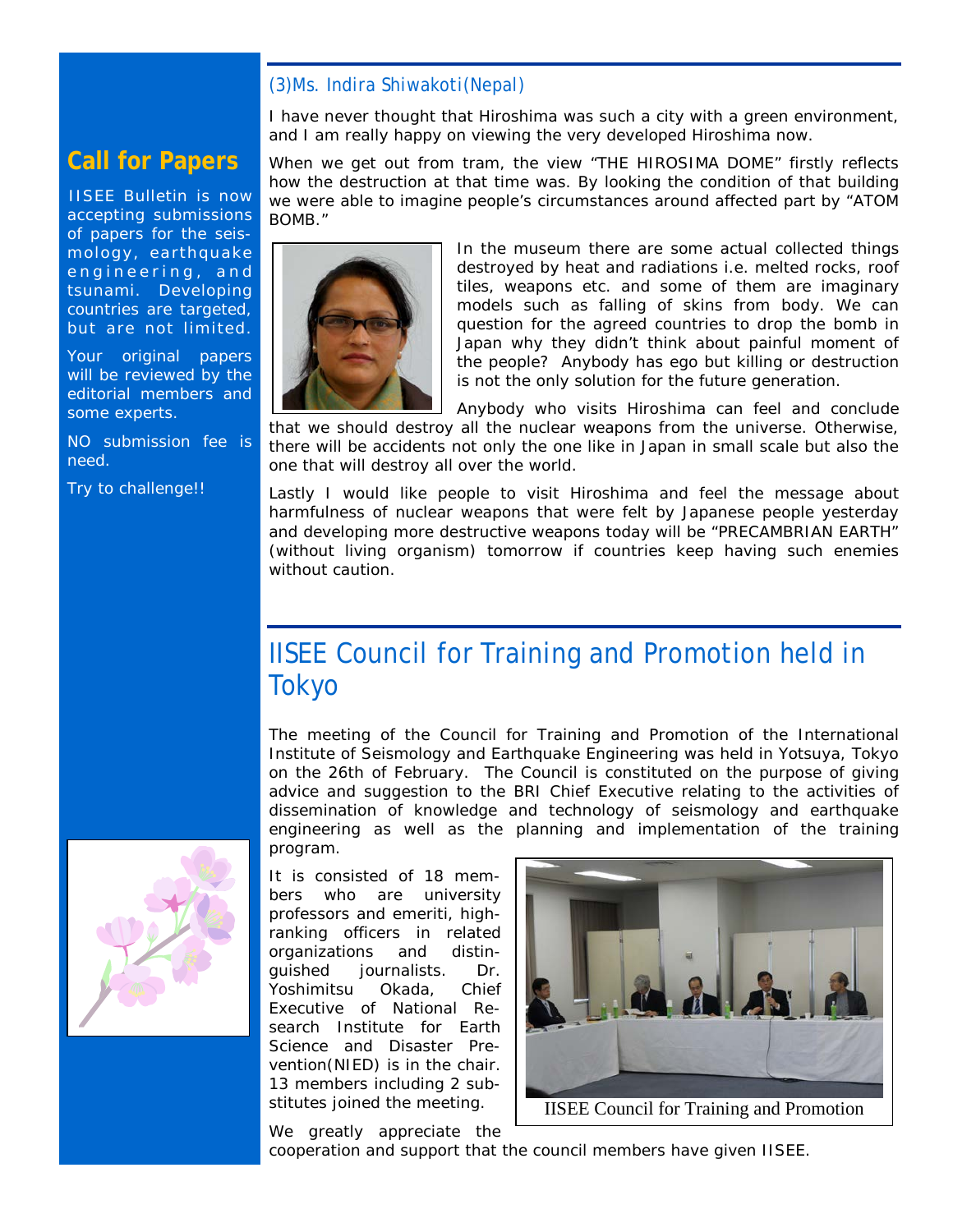### (3)Ms. Indira Shiwakoti(Nepal)

I have never thought that Hiroshima was such a city with a green environment, and I am really happy on viewing the very developed Hiroshima now.

When we get out from tram, the view "THE HIROSIMA DOME" firstly reflects how the destruction at that time was. By looking the condition of that building we were able to imagine people's circumstances around affected part by "ATOM BOMB."

In the museum there are some actual collected things destroyed by heat and radiations i.e. melted rocks, roof tiles, weapons etc. and some of them are imaginary models such as falling of skins from body. We can question for the agreed countries to drop the bomb in Japan why they didn't think about painful moment of the people? Anybody has ego but killing or destruction is not the only solution for the future generation.

Anybody who visits Hiroshima can feel and conclude that we should destroy all the nuclear weapons from the universe. Otherwise, there will be accidents not only the one like in Japan in small scale but also the one that will destroy all over the world.

Lastly I would like people to visit Hiroshima and feel the message about harmfulness of nuclear weapons that were felt by Japanese people yesterday and developing more destructive weapons today will be "PRECAMBRIAN EARTH" (without living organism) tomorrow if countries keep having such enemies without caution.

## Call for Papers

IISEE Bulletin is now accepting submissions of papers for the seismology, earthquake engineering, and tsunami. Developing countries are targeted, but are not limited.

Your original papers will be reviewed by the editorial members and some experts.

NO submission fee is need.

Try to challenge!!

## IISEE Council for Training and Promotion held in Tokyo

The meeting of the Council for Training and Promotion of the International Institute of Seismology and Earthquake Engineering was held in Yotsuya, Tokyo on the 26th of February. The Council is constituted on the purpose of giving advice and suggestion to the BRI Chief Executive relating to the activities of dissemination of knowledge and technology of seismology and earthquake engineering as well as the planning and implementation of the training program.

It is consisted of 18 members who are university professors and emeriti, high-ranking officers in related organizations and distinguished journalists. Dr. Yoshimitsu Okada, Chief Executive of National Research Institute for Earth Science and Disaster Prevention(NIED) is in the chair. 13 members including 2 substitutes joined the meeting.

IISEE Council for Training and Promotion

We greatly appreciate the cooperation and support that the council members have given IISEE.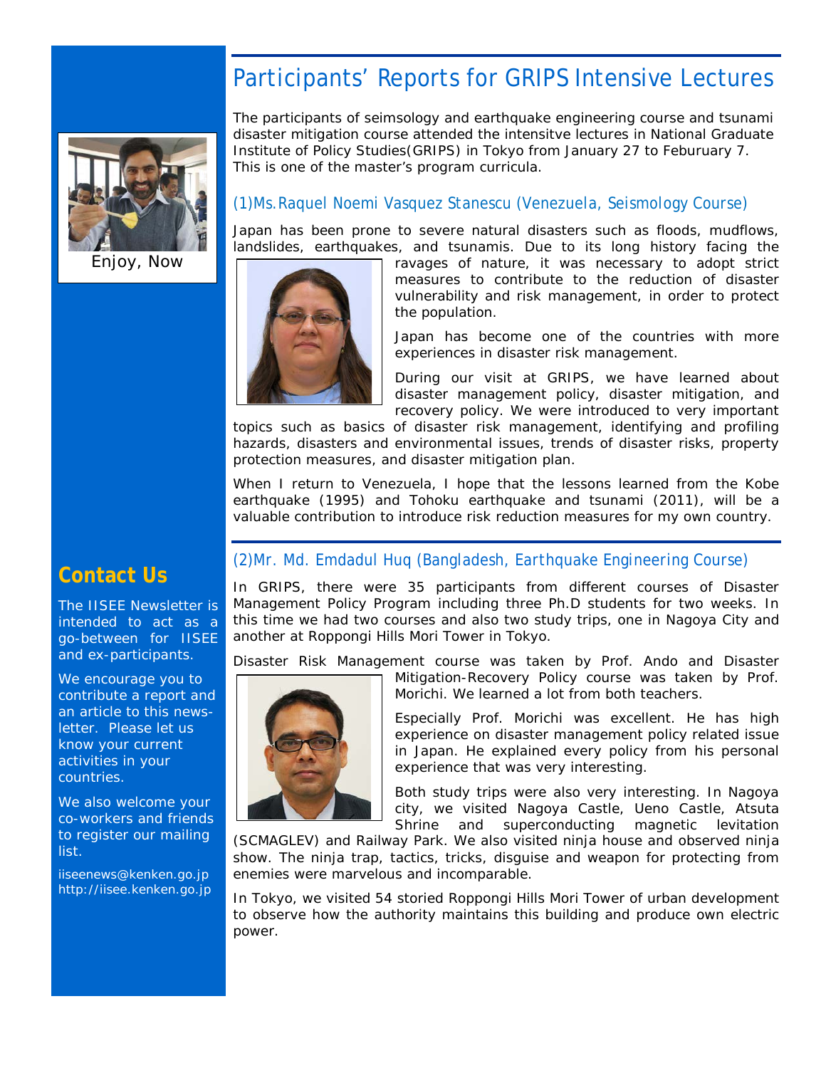# Participants' Reports for GRIPS Intensive Lectures

The participants of seimsology and earthquake engineering course and tsunami disaster mitigation course attended the intensitve lectures in National Graduate Institute of Policy Studies(GRIPS) in Tokyo from January 27 to Feburuary 7. This is one of the master's program curricula.

### (1)Ms. Raquel Noemi Vasquez Stanescu (Venezuela, Seismology Course)

Japan has been prone to severe natural disasters such as floods, mudflows, landslides, earthquakes, and tsunamis. Due to its long history facing the ravages of nature, it was necessary to adopt strict measures to contribute to the reduction of disaster vulnerability and risk management, in order to protect the population.

Japan has become one of the countries with more experiences in disaster risk management.

During our visit at GRIPS, we have learned about disaster management policy, disaster mitigation, and recovery policy. We were introduced to very important topics such as basics of disaster risk management, identifying and profiling hazards, disasters and environmental issues, trends of disaster risks, property protection measures, and disaster mitigation plan.

When I return to Venezuela, I hope that the lessons learned from the Kobe earthquake (1995) and Tohoku earthquake and tsunami (2011), will be a valuable contribution to introduce risk reduction measures for my own country.

### (2)Mr. Md. Emdadul Huq (Bangladesh, Earthquake Engineering Course)

In GRIPS, there were 35 participants from different courses of Disaster Management Policy Program including three Ph.D students for two weeks. In this time we had two courses and also two study trips, one in Nagoya City and another at Roppongi Hills Mori Tower in Tokyo.

Disaster Risk Management course was taken by Prof. Ando and Disaster Mitigation-Recovery Policy course was taken by Prof. Morichi. We learned a lot from both teachers.

Especially Prof. Morichi was excellent. He has high experience on disaster management policy related issue in Japan. He explained every policy from his personal experience that was very interesting.

Both study trips were also very interesting. In Nagoya city, we visited Nagoya Castle, Ueno Castle, Atsuta Shrine and superconducting magnetic levitation (SCMAGLEV) and Railway Park. We also visited ninja house and observed ninja show. The ninja trap, tactics, tricks, disguise and weapon for protecting from enemies were marvelous and incomparable.

In Tokyo, we visited 54 storied Roppongi Hills Mori Tower of urban development to observe how the authority maintains this building and produce own electric power.

Enjoy, Now

## Contact Us

The IISEE Newsletter is intended to act as a go-between for IISEE and ex-participants.

We encourage you to contribute a report and an article to this newsletter. Please let us know your current activities in your countries.

We also welcome your co-workers and friends to register our mailing list.

iiseenews@kenken.go.jp
http://iisee.kenken.go.jp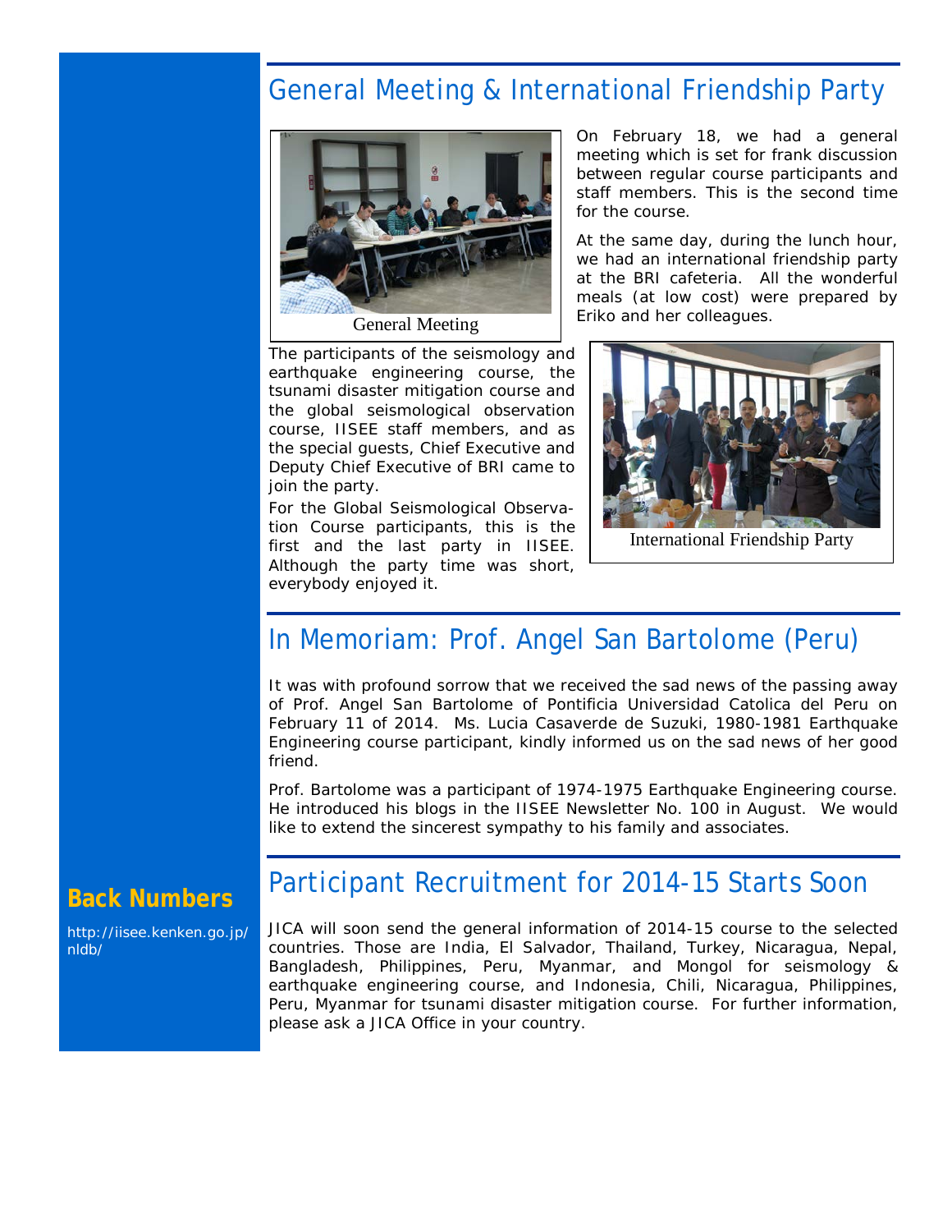## General Meeting & International Friendship Party

General Meeting

On February 18, we had a general meeting which is set for frank discussion between regular course participants and staff members. This is the second time for the course.

At the same day, during the lunch hour, we had an international friendship party at the BRI cafeteria. All the wonderful meals (at low cost) were prepared by Eriko and her colleagues.

The participants of the seismology and earthquake engineering course, the tsunami disaster mitigation course and the global seismological observation course, IISEE staff members, and as the special guests, Chief Executive and Deputy Chief Executive of BRI came to join the party.

For the Global Seismological Observation Course participants, this is the first and the last party in IISEE. Although the party time was short, everybody enjoyed it.

International Friendship Party

## In Memoriam: Prof. Angel San Bartolome (Peru)

It was with profound sorrow that we received the sad news of the passing away of Prof. Angel San Bartolome of Pontificia Universidad Catolica del Peru on February 11 of 2014. Ms. Lucia Casaverde de Suzuki, 1980-1981 Earthquake Engineering course participant, kindly informed us on the sad news of her good friend.

Prof. Bartolome was a participant of 1974-1975 Earthquake Engineering course. He introduced his blogs in the IISEE Newsletter No. 100 in August. We would like to extend the sincerest sympathy to his family and associates.

## Participant Recruitment for 2014-15 Starts Soon

JICA will soon send the general information of 2014-15 course to the selected countries. Those are India, El Salvador, Thailand, Turkey, Nicaragua, Nepal, Bangladesh, Philippines, Peru, Myanmar, and Mongol for seismology & earthquake engineering course, and Indonesia, Chili, Nicaragua, Philippines, Peru, Myanmar for tsunami disaster mitigation course. For further information, please ask a JICA Office in your country.

**Back Numbers**

http://iisee.kenken.go.jp/nldb/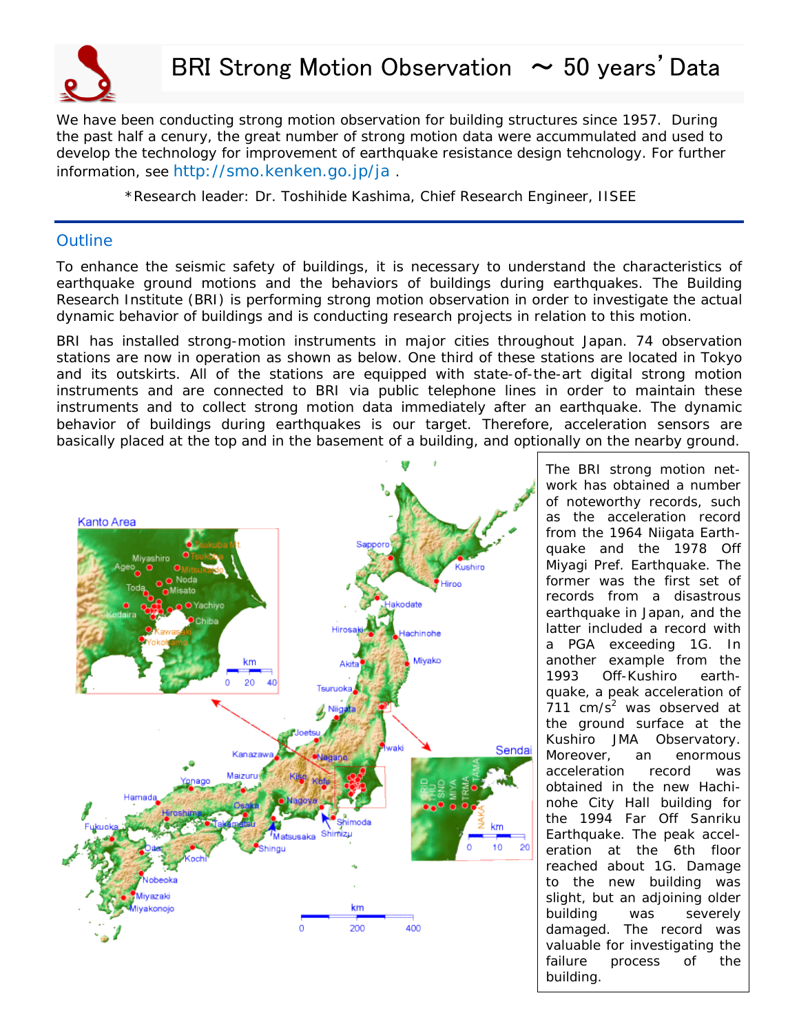# BRI Strong Motion Observation ～ 50 years' Data

We have been conducting strong motion observation for building structures since 1957. During the past half a cenury, the great number of strong motion data were accummulated and used to develop the technology for improvement of earthquake resistance design tehcnology. For further information, see http://smo.kenken.go.jp/ja .

*Research leader: Dr. Toshihide Kashima, Chief Research Engineer, IISEE

## Outline

To enhance the seismic safety of buildings, it is necessary to understand the characteristics of earthquake ground motions and the behaviors of buildings during earthquakes. The Building Research Institute (BRI) is performing strong motion observation in order to investigate the actual dynamic behavior of buildings and is conducting research projects in relation to this motion.

BRI has installed strong-motion instruments in major cities throughout Japan. 74 observation stations are now in operation as shown as below. One third of these stations are located in Tokyo and its outskirts. All of the stations are equipped with state-of-the-art digital strong motion instruments and are connected to BRI via public telephone lines in order to maintain these instruments and to collect strong motion data immediately after an earthquake. The dynamic behavior of buildings during earthquakes is our target. Therefore, acceleration sensors are basically placed at the top and in the basement of a building, and optionally on the nearby ground.

Kanto Area

Tsukuba Mt
Tsukuba
Miyashiro
Ageo
Mitsukaido
Noda
Toda
Misato
Yachiyo
Kodaira
Chiba
Kawasaki
Yokohama
km
0 20 40

Sapporo
Kushiro
Hiroo
Hakodate
Hirosaki
Hachinohe
Akita
Miyako
Tsuruoka
Niigata
Joetsu
Iwaki
Kanazawa
Nagano
Maizuru
Kiso
Kofu
Yonago
Hamada
Nagoya
Hiroshima
Osaka
Fukuoka
Takamatsu
Shimoda
Matsusaka
Shimizu
Oita
Shingu
Kochi
Nobeoka
Miyazaki
Miyakonojo
km
0 200 400

Sendai
GRID
THU
SND
MIYA
TRMA
TAMA
NAKA
km
0 10 20

The BRI strong motion network has obtained a number of noteworthy records, such as the acceleration record from the 1964 Niigata Earthquake and the 1978 Off Miyagi Pref. Earthquake. The former was the first set of records from a disastrous earthquake in Japan, and the latter included a record with a PGA exceeding 1G. In another example from the 1993 Off-Kushiro earthquake, a peak acceleration of 711 $cm/s^2$ was observed at the ground surface at the Kushiro JMA Observatory. Moreover, an enormous acceleration record was obtained in the new Hachinohe City Hall building for the 1994 Far Off Sanriku Earthquake. The peak acceleration at the 6th floor reached about 1G. Damage to the new building was slight, but an adjoining older building was severely damaged. The record was valuable for investigating the failure process of the building.